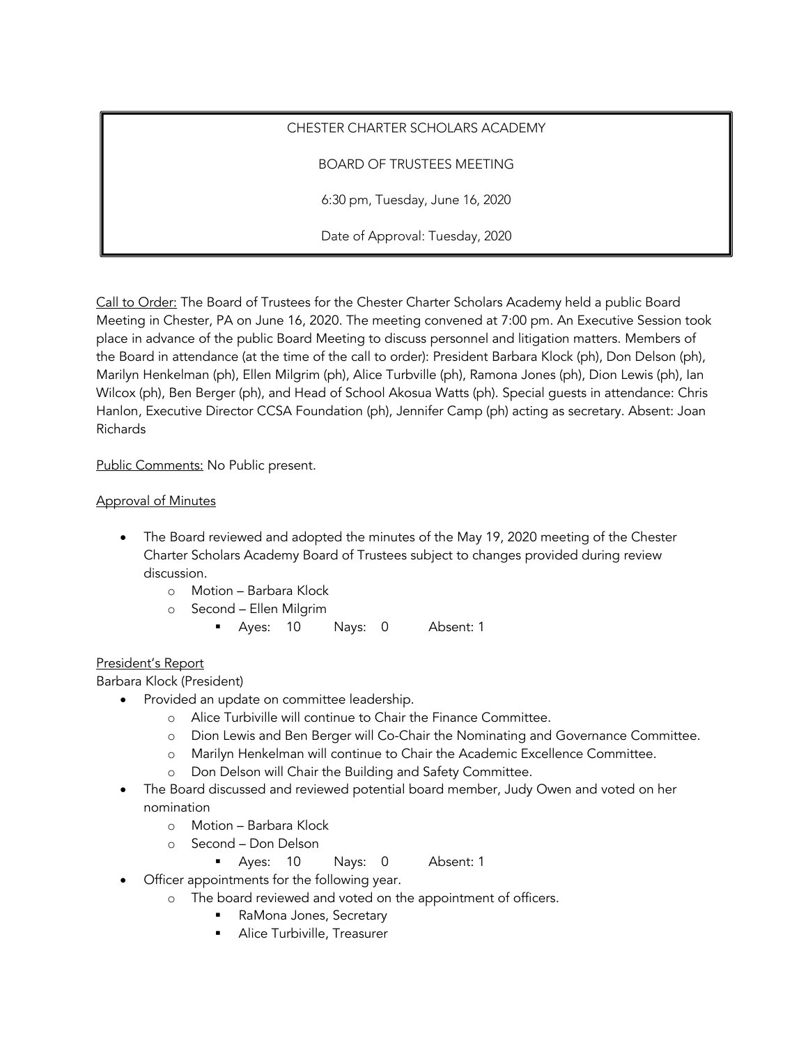CHESTER CHARTER SCHOLARS ACADEMY

BOARD OF TRUSTEES MEETING

6:30 pm, Tuesday, June 16, 2020

Date of Approval: Tuesday, 2020

Call to Order: The Board of Trustees for the Chester Charter Scholars Academy held a public Board Meeting in Chester, PA on June 16, 2020. The meeting convened at 7:00 pm. An Executive Session took place in advance of the public Board Meeting to discuss personnel and litigation matters. Members of the Board in attendance (at the time of the call to order): President Barbara Klock (ph), Don Delson (ph), Marilyn Henkelman (ph), Ellen Milgrim (ph), Alice Turbville (ph), Ramona Jones (ph), Dion Lewis (ph), Ian Wilcox (ph), Ben Berger (ph), and Head of School Akosua Watts (ph). Special guests in attendance: Chris Hanlon, Executive Director CCSA Foundation (ph), Jennifer Camp (ph) acting as secretary. Absent: Joan Richards

Public Comments: No Public present.

Approval of Minutes

- The Board reviewed and adopted the minutes of the May 19, 2020 meeting of the Chester Charter Scholars Academy Board of Trustees subject to changes provided during review discussion.
  - Motion – Barbara Klock
  - Second – Ellen Milgrim
    - Ayes: 10 Nays: 0 Absent: 1

President's Report

Barbara Klock (President)

- Provided an update on committee leadership.
  - Alice Turbiville will continue to Chair the Finance Committee.
  - Dion Lewis and Ben Berger will Co-Chair the Nominating and Governance Committee.
  - Marilyn Henkelman will continue to Chair the Academic Excellence Committee.
  - Don Delson will Chair the Building and Safety Committee.
- The Board discussed and reviewed potential board member, Judy Owen and voted on her nomination
  - Motion – Barbara Klock
  - Second – Don Delson
    - Ayes: 10 Nays: 0 Absent: 1
- Officer appointments for the following year.
  - The board reviewed and voted on the appointment of officers.
    - RaMona Jones, Secretary
    - Alice Turbiville, Treasurer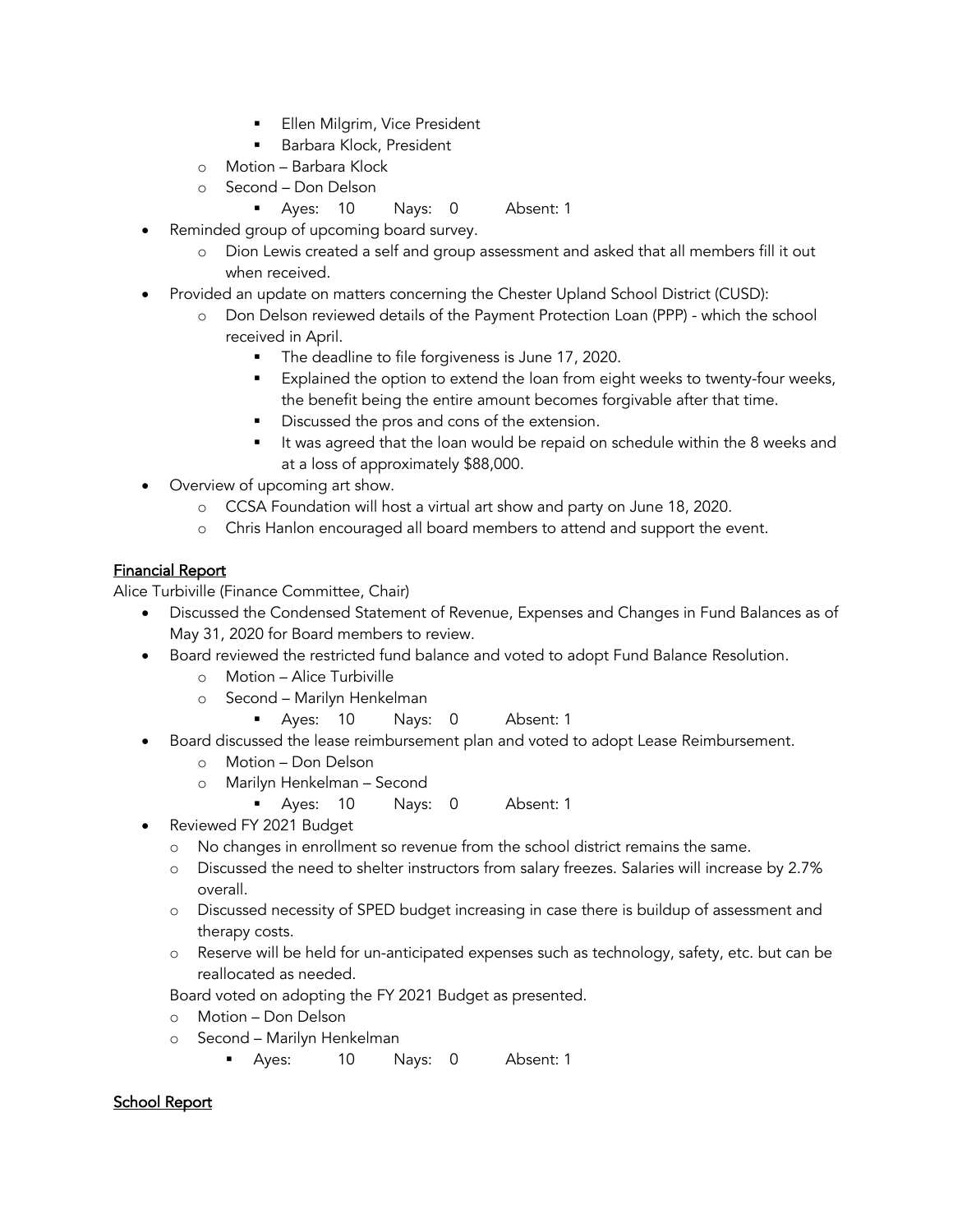- Ellen Milgrim, Vice President
        - Barbara Klock, President
    - Motion – Barbara Klock
    - Second – Don Delson
        - Ayes: 10 Nays: 0 Absent: 1
- Reminded group of upcoming board survey.
    - Dion Lewis created a self and group assessment and asked that all members fill it out when received.
- Provided an update on matters concerning the Chester Upland School District (CUSD):
    - Don Delson reviewed details of the Payment Protection Loan (PPP) - which the school received in April.
        - The deadline to file forgiveness is June 17, 2020.
        - Explained the option to extend the loan from eight weeks to twenty-four weeks, the benefit being the entire amount becomes forgivable after that time.
        - Discussed the pros and cons of the extension.
        - It was agreed that the loan would be repaid on schedule within the 8 weeks and at a loss of approximately $88,000.
- Overview of upcoming art show.
    - CCSA Foundation will host a virtual art show and party on June 18, 2020.
    - Chris Hanlon encouraged all board members to attend and support the event.

## Financial Report

Alice Turbiville (Finance Committee, Chair)

- Discussed the Condensed Statement of Revenue, Expenses and Changes in Fund Balances as of May 31, 2020 for Board members to review.
- Board reviewed the restricted fund balance and voted to adopt Fund Balance Resolution.
    - Motion – Alice Turbiville
    - Second – Marilyn Henkelman
        - Ayes: 10 Nays: 0 Absent: 1
- Board discussed the lease reimbursement plan and voted to adopt Lease Reimbursement.
    - Motion – Don Delson
    - Marilyn Henkelman – Second
        - Ayes: 10 Nays: 0 Absent: 1
- Reviewed FY 2021 Budget
    - No changes in enrollment so revenue from the school district remains the same.
    - Discussed the need to shelter instructors from salary freezes. Salaries will increase by 2.7% overall.
    - Discussed necessity of SPED budget increasing in case there is buildup of assessment and therapy costs.
    - Reserve will be held for un-anticipated expenses such as technology, safety, etc. but can be reallocated as needed.

  Board voted on adopting the FY 2021 Budget as presented.
    - Motion – Don Delson
    - Second – Marilyn Henkelman
        - Ayes: 10 Nays: 0 Absent: 1

## School Report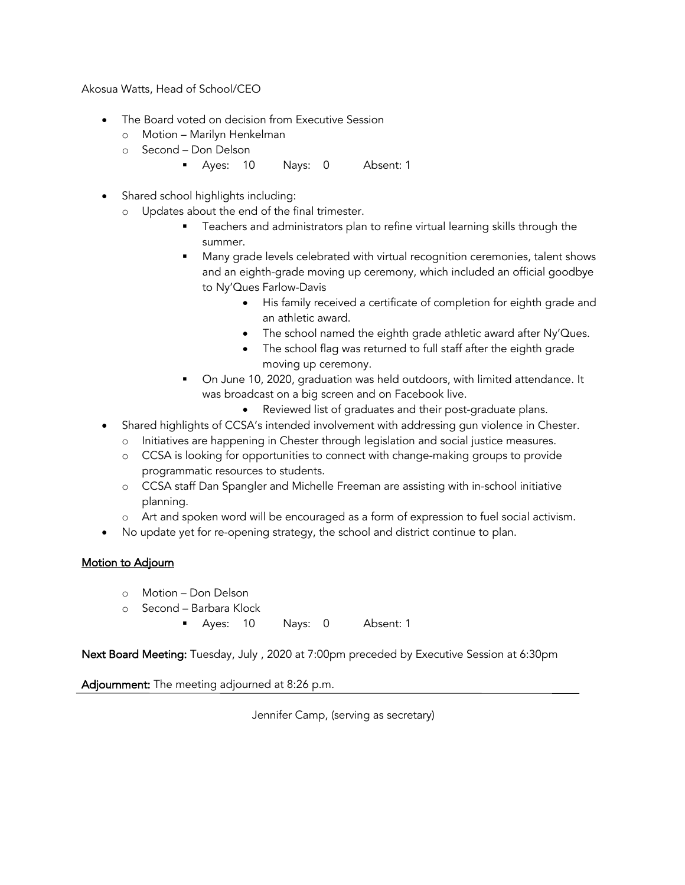Akosua Watts, Head of School/CEO

- The Board voted on decision from Executive Session
  - Motion – Marilyn Henkelman
  - Second – Don Delson
    - Ayes: 10 Nays: 0 Absent: 1
- Shared school highlights including:
  - Updates about the end of the final trimester.
    - Teachers and administrators plan to refine virtual learning skills through the summer.
    - Many grade levels celebrated with virtual recognition ceremonies, talent shows and an eighth-grade moving up ceremony, which included an official goodbye to Ny'Ques Farlow-Davis
      - His family received a certificate of completion for eighth grade and an athletic award.
      - The school named the eighth grade athletic award after Ny'Ques.
      - The school flag was returned to full staff after the eighth grade moving up ceremony.
    - On June 10, 2020, graduation was held outdoors, with limited attendance. It was broadcast on a big screen and on Facebook live.
      - Reviewed list of graduates and their post-graduate plans.
- Shared highlights of CCSA's intended involvement with addressing gun violence in Chester.
  - Initiatives are happening in Chester through legislation and social justice measures.
  - CCSA is looking for opportunities to connect with change-making groups to provide programmatic resources to students.
  - CCSA staff Dan Spangler and Michelle Freeman are assisting with in-school initiative planning.
  - Art and spoken word will be encouraged as a form of expression to fuel social activism.
- No update yet for re-opening strategy, the school and district continue to plan.

<u>Motion to Adjourn</u>

- Motion – Don Delson
- Second – Barbara Klock
  - Ayes: 10 Nays: 0 Absent: 1

**Next Board Meeting:** Tuesday, July , 2020 at 7:00pm preceded by Executive Session at 6:30pm

**Adjournment:** The meeting adjourned at 8:26 p.m.

Jennifer Camp, (serving as secretary)